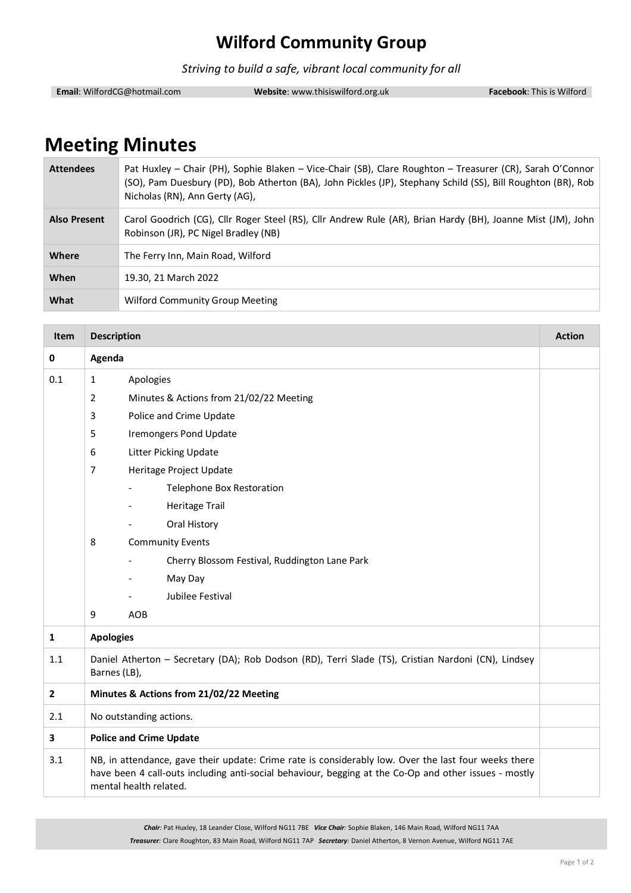# Wilford Community Group

*Striving to build a safe, vibrant local community for all*

**Email**: WilfordCG@hotmail.com **Website**: www.thisiswilford.org.uk **Facebook**: This is Wilford

# Meeting Minutes

| | |
|---|---|
| **Attendees** | Pat Huxley – Chair (PH), Sophie Blaken – Vice-Chair (SB), Clare Roughton – Treasurer (CR), Sarah O'Connor (SO), Pam Duesbury (PD), Bob Atherton (BA), John Pickles (JP), Stephany Schild (SS), Bill Roughton (BR), Rob Nicholas (RN), Ann Gerty (AG), |
| **Also Present** | Carol Goodrich (CG), Cllr Roger Steel (RS), Cllr Andrew Rule (AR), Brian Hardy (BH), Joanne Mist (JM), John Robinson (JR), PC Nigel Bradley (NB) |
| **Where** | The Ferry Inn, Main Road, Wilford |
| **When** | 19.30, 21 March 2022 |
| **What** | Wilford Community Group Meeting |

| Item | Description | Action |
|---|---|---|
| **0** | **Agenda** | |
| 0.1 | 1 Apologies<br>2 Minutes & Actions from 21/02/22 Meeting<br>3 Police and Crime Update<br>5 Iremongers Pond Update<br>6 Litter Picking Update<br>7 Heritage Project Update<br>- Telephone Box Restoration<br>- Heritage Trail<br>- Oral History<br>8 Community Events<br>- Cherry Blossom Festival, Ruddington Lane Park<br>- May Day<br>- Jubilee Festival<br>9 AOB | |
| **1** | **Apologies** | |
| 1.1 | Daniel Atherton – Secretary (DA); Rob Dodson (RD), Terri Slade (TS), Cristian Nardoni (CN), Lindsey Barnes (LB), | |
| **2** | **Minutes & Actions from 21/02/22 Meeting** | |
| 2.1 | No outstanding actions. | |
| **3** | **Police and Crime Update** | |
| 3.1 | NB, in attendance, gave their update: Crime rate is considerably low. Over the last four weeks there have been 4 call-outs including anti-social behaviour, begging at the Co-Op and other issues - mostly mental health related. | |

*Chair:* Pat Huxley, 18 Leander Close, Wilford NG11 7BE *Vice Chair:* Sophie Blaken, 146 Main Road, Wilford NG11 7AA
*Treasurer:* Clare Roughton, 83 Main Road, Wilford NG11 7AP *Secretary:* Daniel Atherton, 8 Vernon Avenue, Wilford NG11 7AE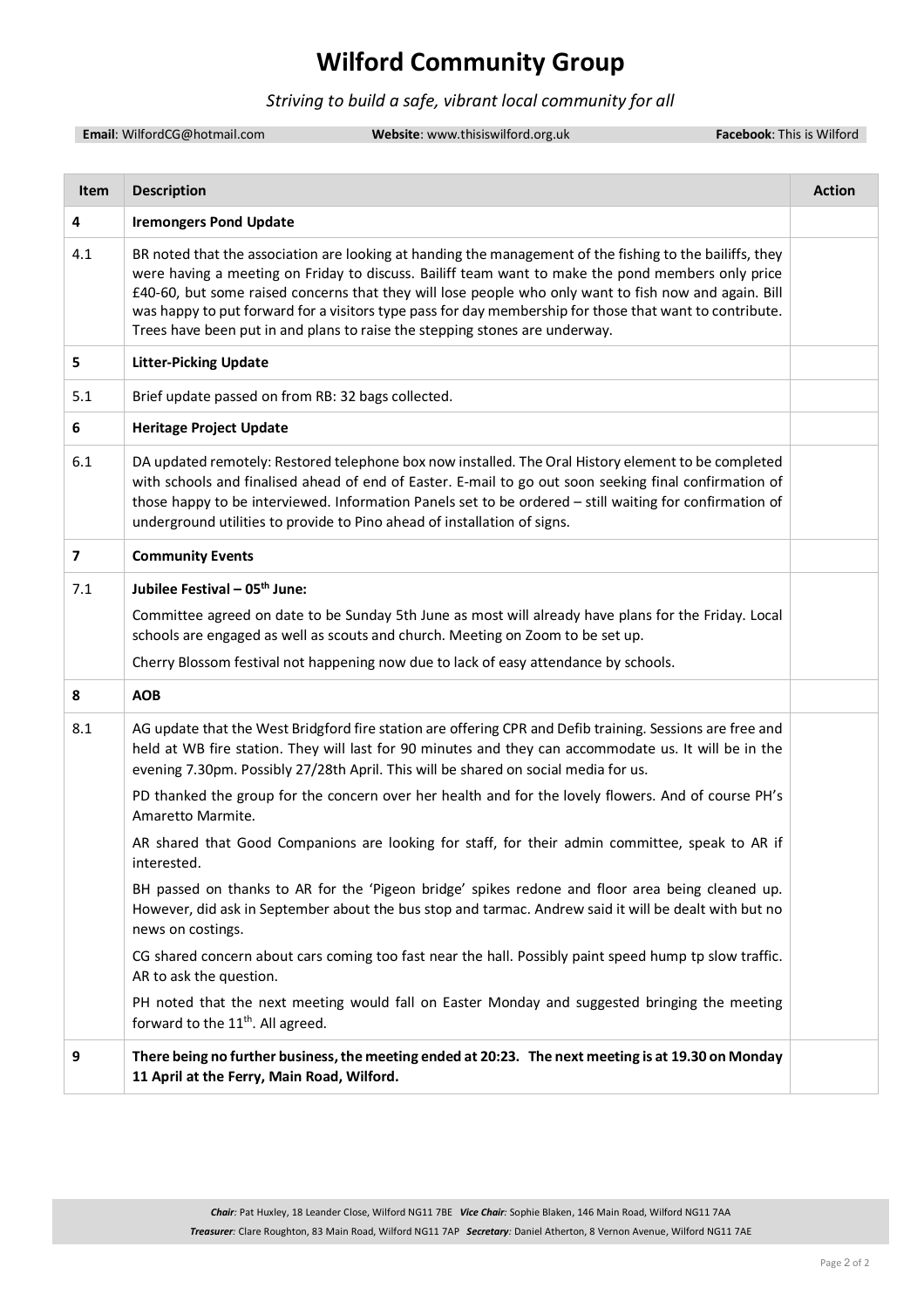# Wilford Community Group

*Striving to build a safe, vibrant local community for all*

**Email**: WilfordCG@hotmail.com **Website**: www.thisiswilford.org.uk **Facebook**: This is Wilford

| Item | Description | Action |
|---|---|---|
| **4** | **Iremongers Pond Update** | |
| 4.1 | BR noted that the association are looking at handing the management of the fishing to the bailiffs, they were having a meeting on Friday to discuss. Bailiff team want to make the pond members only price £40-60, but some raised concerns that they will lose people who only want to fish now and again. Bill was happy to put forward for a visitors type pass for day membership for those that want to contribute. Trees have been put in and plans to raise the stepping stones are underway. | |
| **5** | **Litter-Picking Update** | |
| 5.1 | Brief update passed on from RB: 32 bags collected. | |
| **6** | **Heritage Project Update** | |
| 6.1 | DA updated remotely: Restored telephone box now installed. The Oral History element to be completed with schools and finalised ahead of end of Easter. E-mail to go out soon seeking final confirmation of those happy to be interviewed. Information Panels set to be ordered – still waiting for confirmation of underground utilities to provide to Pino ahead of installation of signs. | |
| **7** | **Community Events** | |
| 7.1 | **Jubilee Festival – 05th June:**<br>Committee agreed on date to be Sunday 5th June as most will already have plans for the Friday. Local schools are engaged as well as scouts and church. Meeting on Zoom to be set up.<br>Cherry Blossom festival not happening now due to lack of easy attendance by schools. | |
| **8** | **AOB** | |
| 8.1 | AG update that the West Bridgford fire station are offering CPR and Defib training. Sessions are free and held at WB fire station. They will last for 90 minutes and they can accommodate us. It will be in the evening 7.30pm. Possibly 27/28th April. This will be shared on social media for us.<br>PD thanked the group for the concern over her health and for the lovely flowers. And of course PH's Amaretto Marmite.<br>AR shared that Good Companions are looking for staff, for their admin committee, speak to AR if interested.<br>BH passed on thanks to AR for the 'Pigeon bridge' spikes redone and floor area being cleaned up. However, did ask in September about the bus stop and tarmac. Andrew said it will be dealt with but no news on costings.<br>CG shared concern about cars coming too fast near the hall. Possibly paint speed hump tp slow traffic. AR to ask the question.<br>PH noted that the next meeting would fall on Easter Monday and suggested bringing the meeting forward to the 11th. All agreed. | |
| **9** | **There being no further business, the meeting ended at 20:23. The next meeting is at 19.30 on Monday 11 April at the Ferry, Main Road, Wilford.** | |

*Chair:* Pat Huxley, 18 Leander Close, Wilford NG11 7BE *Vice Chair:* Sophie Blaken, 146 Main Road, Wilford NG11 7AA
*Treasurer:* Clare Roughton, 83 Main Road, Wilford NG11 7AP *Secretary:* Daniel Atherton, 8 Vernon Avenue, Wilford NG11 7AE